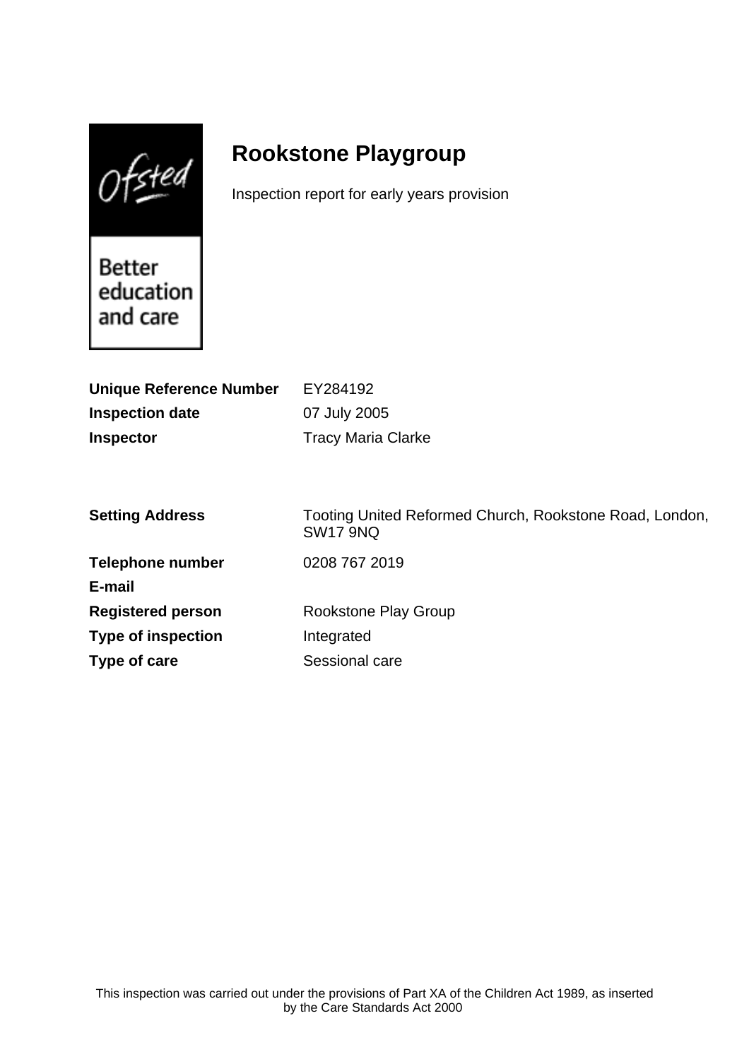# Rookstone Playgroup

Inspection report for early years provision

**Unique Reference Number** EY284192

**Inspection date** 07 July 2005

**Inspector** Tracy Maria Clarke

**Setting Address** Tooting United Reformed Church, Rookstone Road, London, SW17 9NQ

**Telephone number** 0208 767 2019

**E-mail**

**Registered person** Rookstone Play Group

**Type of inspection** Integrated

**Type of care** Sessional care

This inspection was carried out under the provisions of Part XA of the Children Act 1989, as inserted by the Care Standards Act 2000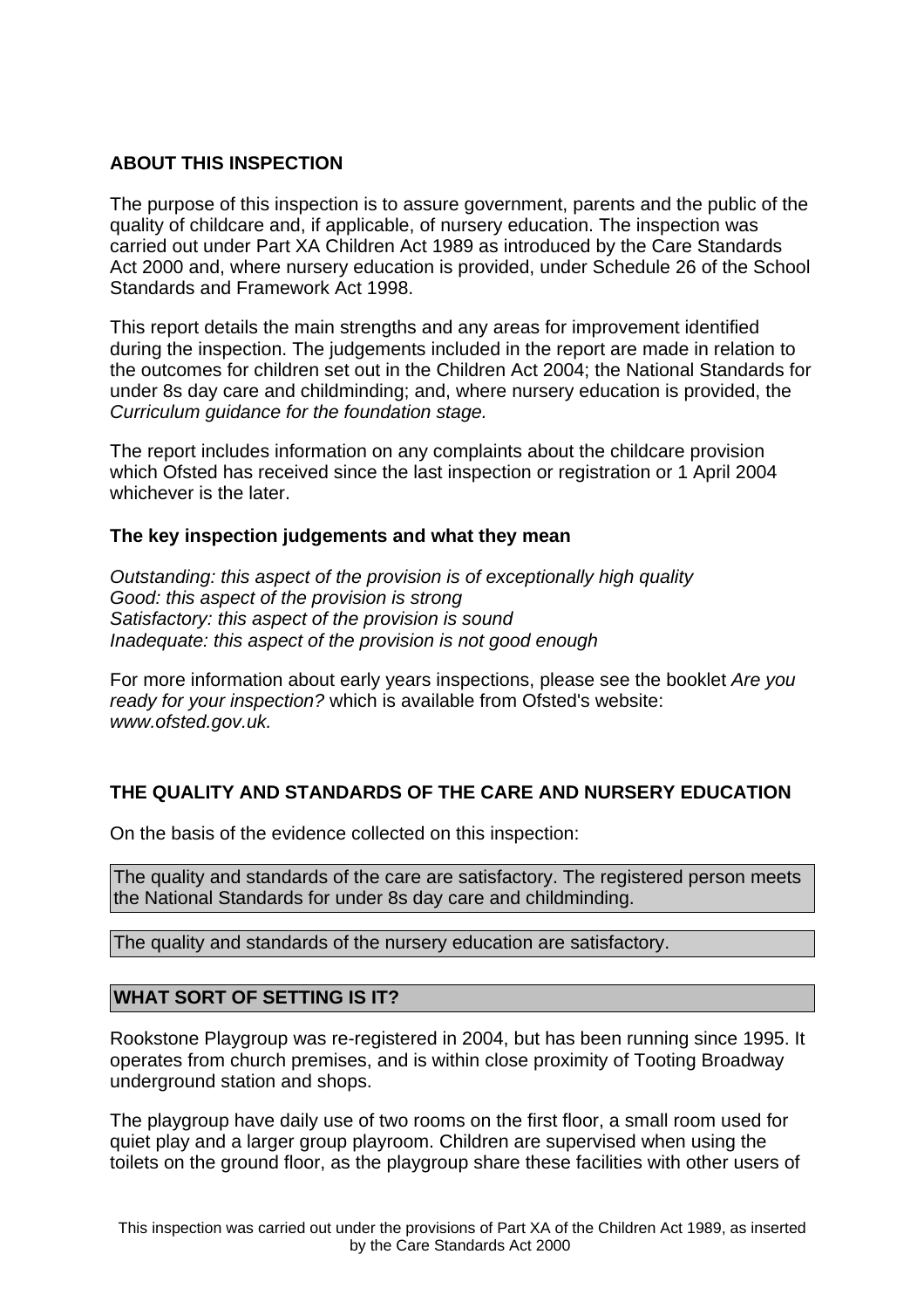## ABOUT THIS INSPECTION

The purpose of this inspection is to assure government, parents and the public of the quality of childcare and, if applicable, of nursery education. The inspection was carried out under Part XA Children Act 1989 as introduced by the Care Standards Act 2000 and, where nursery education is provided, under Schedule 26 of the School Standards and Framework Act 1998.

This report details the main strengths and any areas for improvement identified during the inspection. The judgements included in the report are made in relation to the outcomes for children set out in the Children Act 2004; the National Standards for under 8s day care and childminding; and, where nursery education is provided, the *Curriculum guidance for the foundation stage.*

The report includes information on any complaints about the childcare provision which Ofsted has received since the last inspection or registration or 1 April 2004 whichever is the later.

### The key inspection judgements and what they mean

*Outstanding: this aspect of the provision is of exceptionally high quality*
*Good: this aspect of the provision is strong*
*Satisfactory: this aspect of the provision is sound*
*Inadequate: this aspect of the provision is not good enough*

For more information about early years inspections, please see the booklet *Are you ready for your inspection?* which is available from Ofsted's website: *www.ofsted.gov.uk.*

## THE QUALITY AND STANDARDS OF THE CARE AND NURSERY EDUCATION

On the basis of the evidence collected on this inspection:

The quality and standards of the care are satisfactory. The registered person meets the National Standards for under 8s day care and childminding.

The quality and standards of the nursery education are satisfactory.

## WHAT SORT OF SETTING IS IT?

Rookstone Playgroup was re-registered in 2004, but has been running since 1995. It operates from church premises, and is within close proximity of Tooting Broadway underground station and shops.

The playgroup have daily use of two rooms on the first floor, a small room used for quiet play and a larger group playroom. Children are supervised when using the toilets on the ground floor, as the playgroup share these facilities with other users of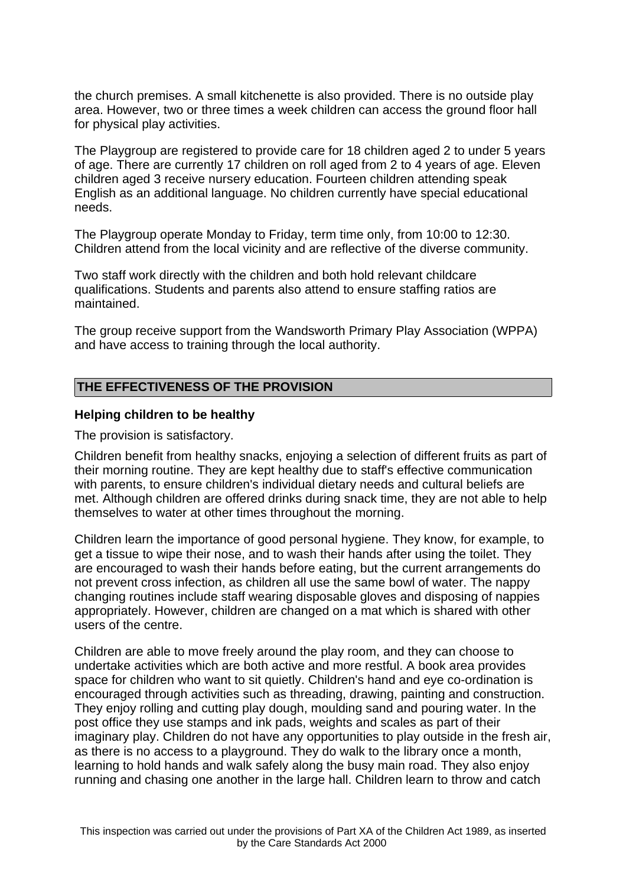the church premises. A small kitchenette is also provided. There is no outside play area. However, two or three times a week children can access the ground floor hall for physical play activities.

The Playgroup are registered to provide care for 18 children aged 2 to under 5 years of age. There are currently 17 children on roll aged from 2 to 4 years of age. Eleven children aged 3 receive nursery education. Fourteen children attending speak English as an additional language. No children currently have special educational needs.

The Playgroup operate Monday to Friday, term time only, from 10:00 to 12:30. Children attend from the local vicinity and are reflective of the diverse community.

Two staff work directly with the children and both hold relevant childcare qualifications. Students and parents also attend to ensure staffing ratios are maintained.

The group receive support from the Wandsworth Primary Play Association (WPPA) and have access to training through the local authority.

## THE EFFECTIVENESS OF THE PROVISION

### Helping children to be healthy

The provision is satisfactory.

Children benefit from healthy snacks, enjoying a selection of different fruits as part of their morning routine. They are kept healthy due to staff's effective communication with parents, to ensure children's individual dietary needs and cultural beliefs are met. Although children are offered drinks during snack time, they are not able to help themselves to water at other times throughout the morning.

Children learn the importance of good personal hygiene. They know, for example, to get a tissue to wipe their nose, and to wash their hands after using the toilet. They are encouraged to wash their hands before eating, but the current arrangements do not prevent cross infection, as children all use the same bowl of water. The nappy changing routines include staff wearing disposable gloves and disposing of nappies appropriately. However, children are changed on a mat which is shared with other users of the centre.

Children are able to move freely around the play room, and they can choose to undertake activities which are both active and more restful. A book area provides space for children who want to sit quietly. Children's hand and eye co-ordination is encouraged through activities such as threading, drawing, painting and construction. They enjoy rolling and cutting play dough, moulding sand and pouring water. In the post office they use stamps and ink pads, weights and scales as part of their imaginary play. Children do not have any opportunities to play outside in the fresh air, as there is no access to a playground. They do walk to the library once a month, learning to hold hands and walk safely along the busy main road. They also enjoy running and chasing one another in the large hall. Children learn to throw and catch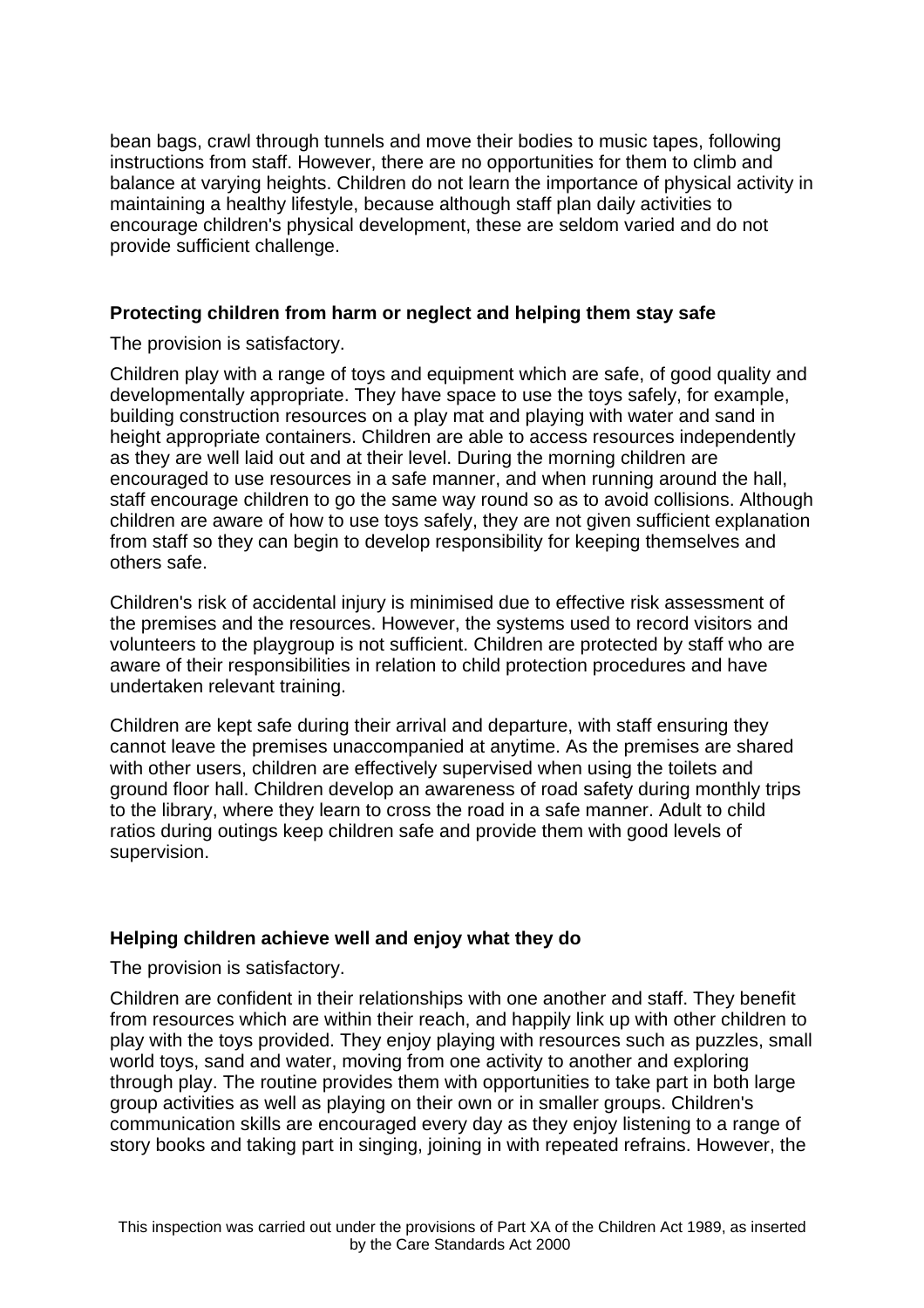bean bags, crawl through tunnels and move their bodies to music tapes, following instructions from staff. However, there are no opportunities for them to climb and balance at varying heights. Children do not learn the importance of physical activity in maintaining a healthy lifestyle, because although staff plan daily activities to encourage children's physical development, these are seldom varied and do not provide sufficient challenge.

**Protecting children from harm or neglect and helping them stay safe**

The provision is satisfactory.

Children play with a range of toys and equipment which are safe, of good quality and developmentally appropriate. They have space to use the toys safely, for example, building construction resources on a play mat and playing with water and sand in height appropriate containers. Children are able to access resources independently as they are well laid out and at their level. During the morning children are encouraged to use resources in a safe manner, and when running around the hall, staff encourage children to go the same way round so as to avoid collisions. Although children are aware of how to use toys safely, they are not given sufficient explanation from staff so they can begin to develop responsibility for keeping themselves and others safe.

Children's risk of accidental injury is minimised due to effective risk assessment of the premises and the resources. However, the systems used to record visitors and volunteers to the playgroup is not sufficient. Children are protected by staff who are aware of their responsibilities in relation to child protection procedures and have undertaken relevant training.

Children are kept safe during their arrival and departure, with staff ensuring they cannot leave the premises unaccompanied at anytime. As the premises are shared with other users, children are effectively supervised when using the toilets and ground floor hall. Children develop an awareness of road safety during monthly trips to the library, where they learn to cross the road in a safe manner. Adult to child ratios during outings keep children safe and provide them with good levels of supervision.

**Helping children achieve well and enjoy what they do**

The provision is satisfactory.

Children are confident in their relationships with one another and staff. They benefit from resources which are within their reach, and happily link up with other children to play with the toys provided. They enjoy playing with resources such as puzzles, small world toys, sand and water, moving from one activity to another and exploring through play. The routine provides them with opportunities to take part in both large group activities as well as playing on their own or in smaller groups. Children's communication skills are encouraged every day as they enjoy listening to a range of story books and taking part in singing, joining in with repeated refrains. However, the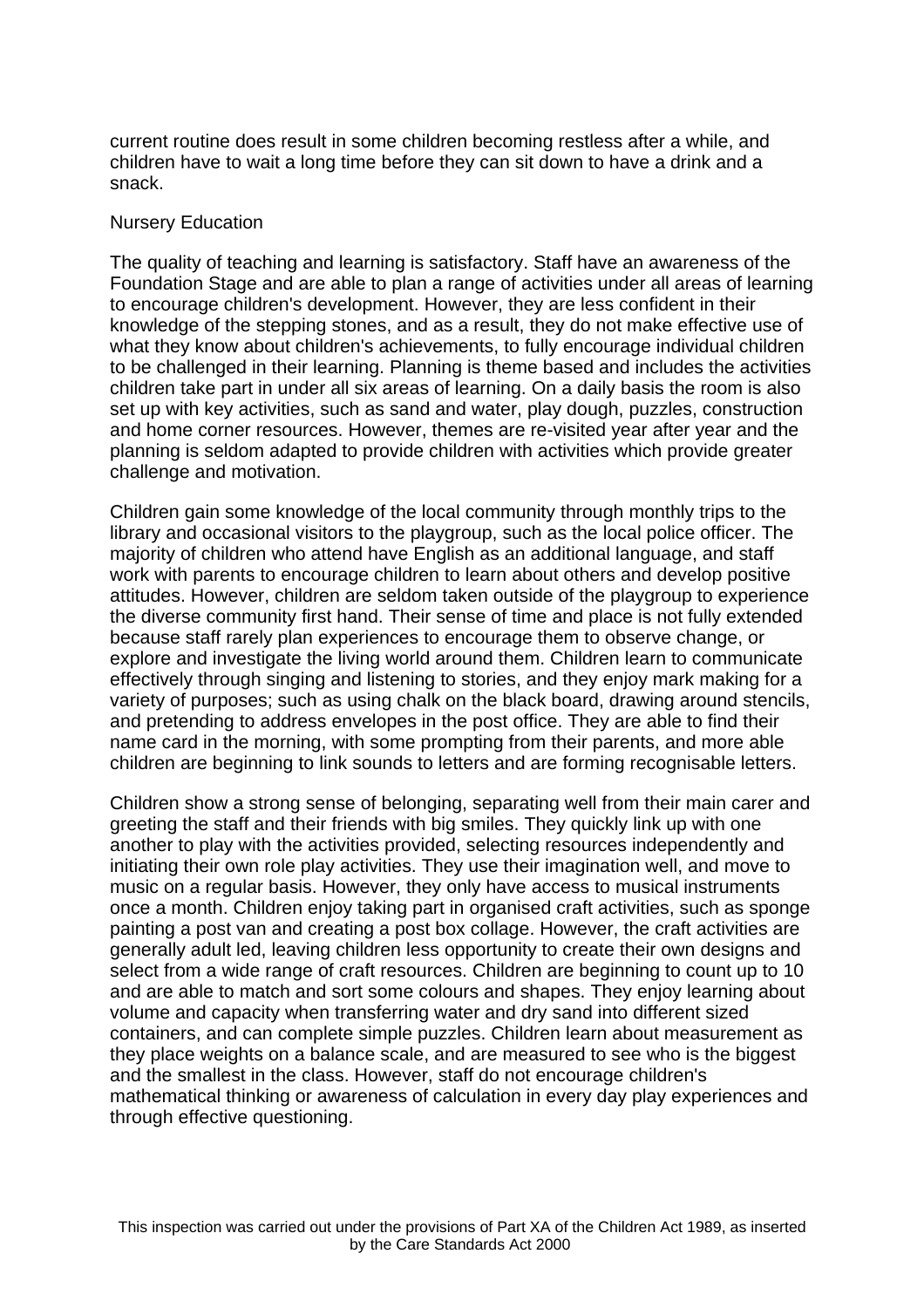current routine does result in some children becoming restless after a while, and children have to wait a long time before they can sit down to have a drink and a snack.

Nursery Education

The quality of teaching and learning is satisfactory. Staff have an awareness of the Foundation Stage and are able to plan a range of activities under all areas of learning to encourage children's development. However, they are less confident in their knowledge of the stepping stones, and as a result, they do not make effective use of what they know about children's achievements, to fully encourage individual children to be challenged in their learning. Planning is theme based and includes the activities children take part in under all six areas of learning. On a daily basis the room is also set up with key activities, such as sand and water, play dough, puzzles, construction and home corner resources. However, themes are re-visited year after year and the planning is seldom adapted to provide children with activities which provide greater challenge and motivation.

Children gain some knowledge of the local community through monthly trips to the library and occasional visitors to the playgroup, such as the local police officer. The majority of children who attend have English as an additional language, and staff work with parents to encourage children to learn about others and develop positive attitudes. However, children are seldom taken outside of the playgroup to experience the diverse community first hand. Their sense of time and place is not fully extended because staff rarely plan experiences to encourage them to observe change, or explore and investigate the living world around them. Children learn to communicate effectively through singing and listening to stories, and they enjoy mark making for a variety of purposes; such as using chalk on the black board, drawing around stencils, and pretending to address envelopes in the post office. They are able to find their name card in the morning, with some prompting from their parents, and more able children are beginning to link sounds to letters and are forming recognisable letters.

Children show a strong sense of belonging, separating well from their main carer and greeting the staff and their friends with big smiles. They quickly link up with one another to play with the activities provided, selecting resources independently and initiating their own role play activities. They use their imagination well, and move to music on a regular basis. However, they only have access to musical instruments once a month. Children enjoy taking part in organised craft activities, such as sponge painting a post van and creating a post box collage. However, the craft activities are generally adult led, leaving children less opportunity to create their own designs and select from a wide range of craft resources. Children are beginning to count up to 10 and are able to match and sort some colours and shapes. They enjoy learning about volume and capacity when transferring water and dry sand into different sized containers, and can complete simple puzzles. Children learn about measurement as they place weights on a balance scale, and are measured to see who is the biggest and the smallest in the class. However, staff do not encourage children's mathematical thinking or awareness of calculation in every day play experiences and through effective questioning.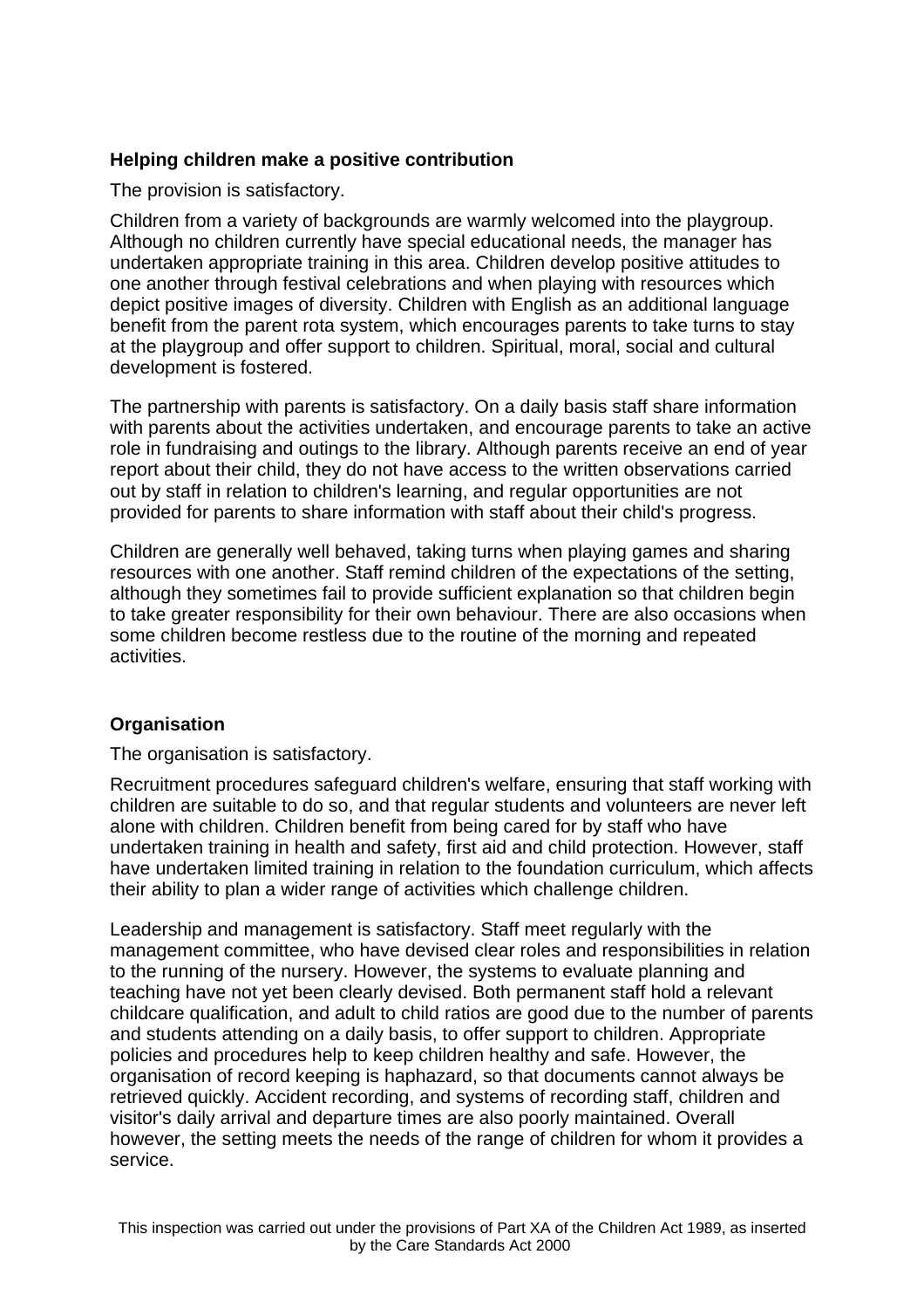### Helping children make a positive contribution

The provision is satisfactory.

Children from a variety of backgrounds are warmly welcomed into the playgroup. Although no children currently have special educational needs, the manager has undertaken appropriate training in this area. Children develop positive attitudes to one another through festival celebrations and when playing with resources which depict positive images of diversity. Children with English as an additional language benefit from the parent rota system, which encourages parents to take turns to stay at the playgroup and offer support to children. Spiritual, moral, social and cultural development is fostered.

The partnership with parents is satisfactory. On a daily basis staff share information with parents about the activities undertaken, and encourage parents to take an active role in fundraising and outings to the library. Although parents receive an end of year report about their child, they do not have access to the written observations carried out by staff in relation to children's learning, and regular opportunities are not provided for parents to share information with staff about their child's progress.

Children are generally well behaved, taking turns when playing games and sharing resources with one another. Staff remind children of the expectations of the setting, although they sometimes fail to provide sufficient explanation so that children begin to take greater responsibility for their own behaviour. There are also occasions when some children become restless due to the routine of the morning and repeated activities.

### Organisation

The organisation is satisfactory.

Recruitment procedures safeguard children's welfare, ensuring that staff working with children are suitable to do so, and that regular students and volunteers are never left alone with children. Children benefit from being cared for by staff who have undertaken training in health and safety, first aid and child protection. However, staff have undertaken limited training in relation to the foundation curriculum, which affects their ability to plan a wider range of activities which challenge children.

Leadership and management is satisfactory. Staff meet regularly with the management committee, who have devised clear roles and responsibilities in relation to the running of the nursery. However, the systems to evaluate planning and teaching have not yet been clearly devised. Both permanent staff hold a relevant childcare qualification, and adult to child ratios are good due to the number of parents and students attending on a daily basis, to offer support to children. Appropriate policies and procedures help to keep children healthy and safe. However, the organisation of record keeping is haphazard, so that documents cannot always be retrieved quickly. Accident recording, and systems of recording staff, children and visitor's daily arrival and departure times are also poorly maintained. Overall however, the setting meets the needs of the range of children for whom it provides a service.

This inspection was carried out under the provisions of Part XA of the Children Act 1989, as inserted by the Care Standards Act 2000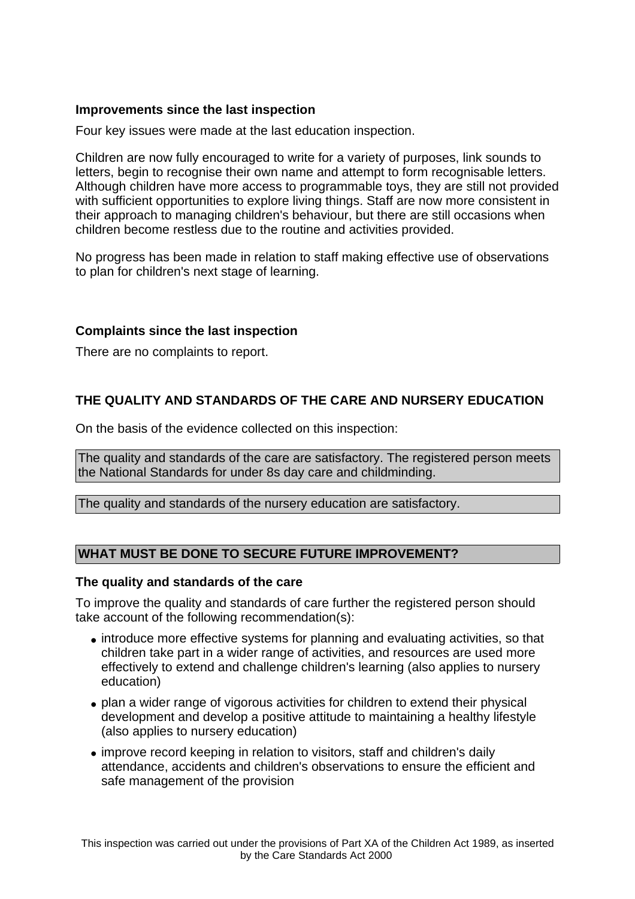**Improvements since the last inspection**

Four key issues were made at the last education inspection.

Children are now fully encouraged to write for a variety of purposes, link sounds to letters, begin to recognise their own name and attempt to form recognisable letters. Although children have more access to programmable toys, they are still not provided with sufficient opportunities to explore living things. Staff are now more consistent in their approach to managing children's behaviour, but there are still occasions when children become restless due to the routine and activities provided.

No progress has been made in relation to staff making effective use of observations to plan for children's next stage of learning.

**Complaints since the last inspection**

There are no complaints to report.

**THE QUALITY AND STANDARDS OF THE CARE AND NURSERY EDUCATION**

On the basis of the evidence collected on this inspection:

The quality and standards of the care are satisfactory. The registered person meets the National Standards for under 8s day care and childminding.

The quality and standards of the nursery education are satisfactory.

**WHAT MUST BE DONE TO SECURE FUTURE IMPROVEMENT?**

**The quality and standards of the care**

To improve the quality and standards of care further the registered person should take account of the following recommendation(s):

- introduce more effective systems for planning and evaluating activities, so that children take part in a wider range of activities, and resources are used more effectively to extend and challenge children's learning (also applies to nursery education)
- plan a wider range of vigorous activities for children to extend their physical development and develop a positive attitude to maintaining a healthy lifestyle (also applies to nursery education)
- improve record keeping in relation to visitors, staff and children's daily attendance, accidents and children's observations to ensure the efficient and safe management of the provision

This inspection was carried out under the provisions of Part XA of the Children Act 1989, as inserted by the Care Standards Act 2000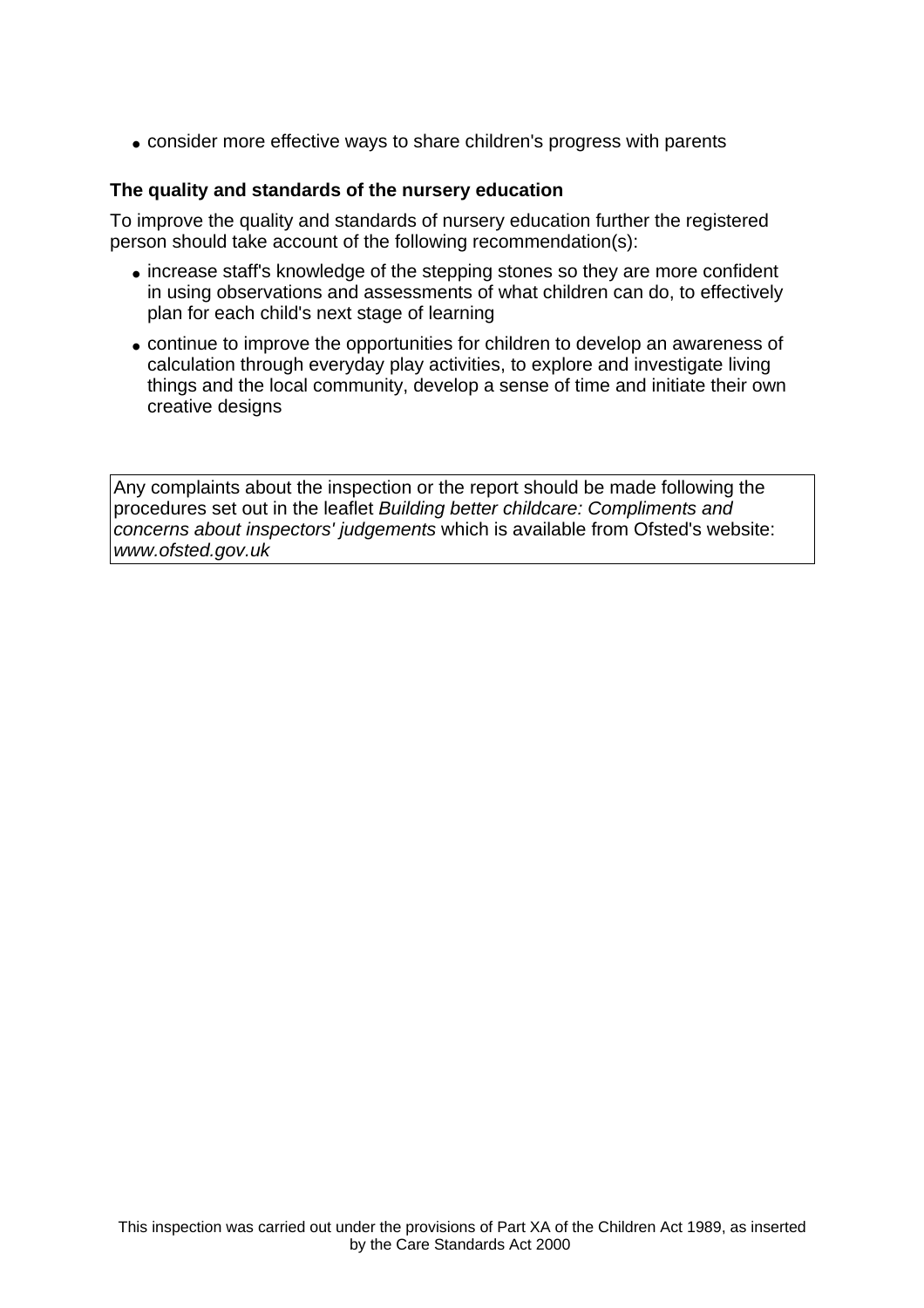- consider more effective ways to share children's progress with parents

**The quality and standards of the nursery education**

To improve the quality and standards of nursery education further the registered person should take account of the following recommendation(s):

- increase staff's knowledge of the stepping stones so they are more confident in using observations and assessments of what children can do, to effectively plan for each child's next stage of learning
- continue to improve the opportunities for children to develop an awareness of calculation through everyday play activities, to explore and investigate living things and the local community, develop a sense of time and initiate their own creative designs

Any complaints about the inspection or the report should be made following the procedures set out in the leaflet *Building better childcare: Compliments and concerns about inspectors' judgements* which is available from Ofsted's website: *www.ofsted.gov.uk*

This inspection was carried out under the provisions of Part XA of the Children Act 1989, as inserted by the Care Standards Act 2000